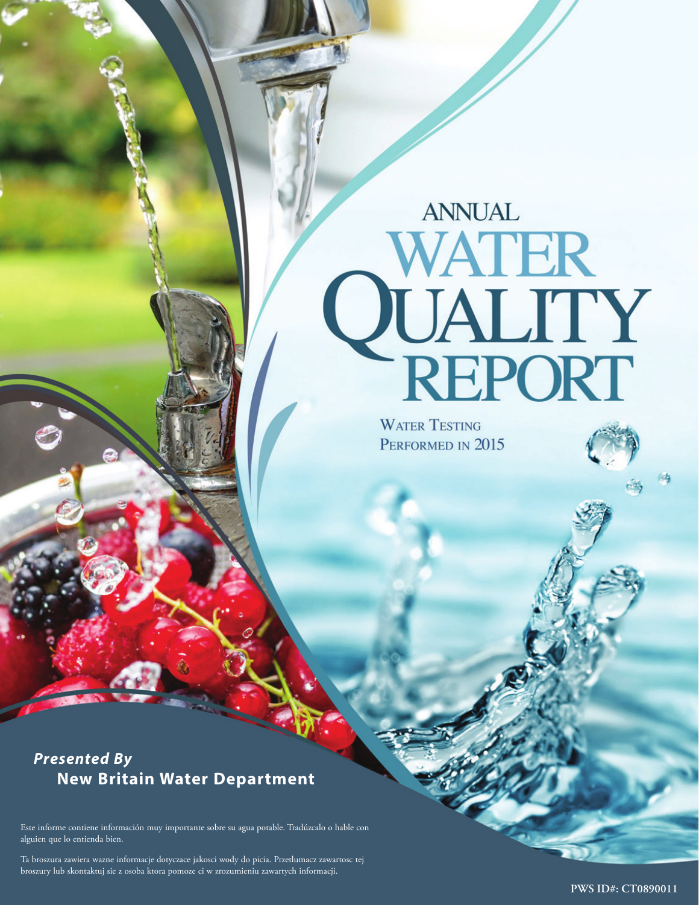# ANNUAL WATER QUALITY REPORT

## WATER TESTING PERFORMED IN 2015

***Presented By***
**New Britain Water Department**

Este informe contiene información muy importante sobre su agua potable. Tradúzcalo o hable con alguien que lo entienda bien.

Ta broszura zawiera wazne informacje dotyczace jakosci wody do picia. Przetlumacz zawartosc tej broszury lub skontaktuj sie z osoba ktora pomoze ci w zrozumieniu zawartych informacji.

**PWS ID#: CT0890011**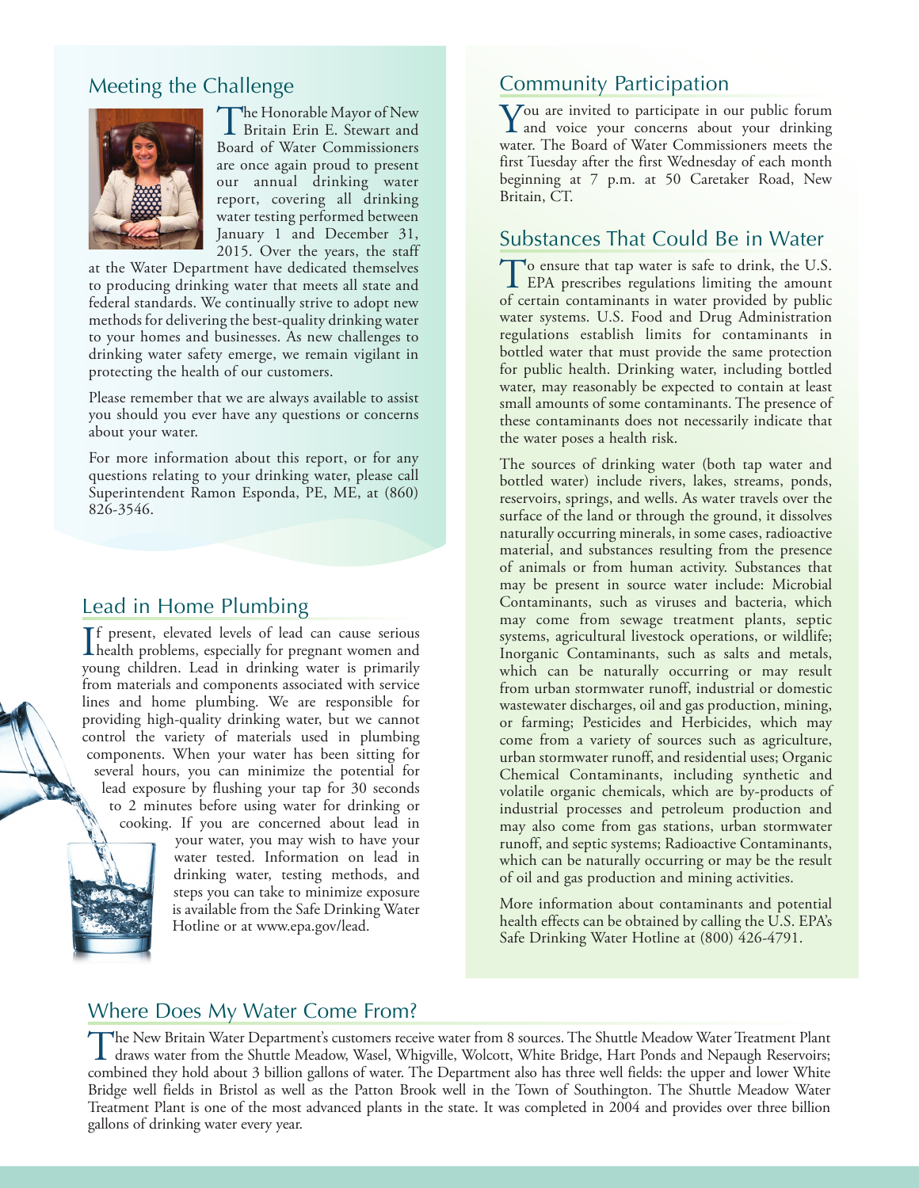## Meeting the Challenge

The Honorable Mayor of New Britain Erin E. Stewart and Board of Water Commissioners are once again proud to present our annual drinking water report, covering all drinking water testing performed between January 1 and December 31, 2015. Over the years, the staff at the Water Department have dedicated themselves to producing drinking water that meets all state and federal standards. We continually strive to adopt new methods for delivering the best-quality drinking water to your homes and businesses. As new challenges to drinking water safety emerge, we remain vigilant in protecting the health of our customers.

Please remember that we are always available to assist you should you ever have any questions or concerns about your water.

For more information about this report, or for any questions relating to your drinking water, please call Superintendent Ramon Esponda, PE, ME, at (860) 826-3546.

## Lead in Home Plumbing

If present, elevated levels of lead can cause serious health problems, especially for pregnant women and young children. Lead in drinking water is primarily from materials and components associated with service lines and home plumbing. We are responsible for providing high-quality drinking water, but we cannot control the variety of materials used in plumbing components. When your water has been sitting for several hours, you can minimize the potential for lead exposure by flushing your tap for 30 seconds to 2 minutes before using water for drinking or cooking. If you are concerned about lead in your water, you may wish to have your water tested. Information on lead in drinking water, testing methods, and steps you can take to minimize exposure is available from the Safe Drinking Water Hotline or at www.epa.gov/lead.

## Community Participation

You are invited to participate in our public forum and voice your concerns about your drinking water. The Board of Water Commissioners meets the first Tuesday after the first Wednesday of each month beginning at 7 p.m. at 50 Caretaker Road, New Britain, CT.

## Substances That Could Be in Water

To ensure that tap water is safe to drink, the U.S. EPA prescribes regulations limiting the amount of certain contaminants in water provided by public water systems. U.S. Food and Drug Administration regulations establish limits for contaminants in bottled water that must provide the same protection for public health. Drinking water, including bottled water, may reasonably be expected to contain at least small amounts of some contaminants. The presence of these contaminants does not necessarily indicate that the water poses a health risk.

The sources of drinking water (both tap water and bottled water) include rivers, lakes, streams, ponds, reservoirs, springs, and wells. As water travels over the surface of the land or through the ground, it dissolves naturally occurring minerals, in some cases, radioactive material, and substances resulting from the presence of animals or from human activity. Substances that may be present in source water include: Microbial Contaminants, such as viruses and bacteria, which may come from sewage treatment plants, septic systems, agricultural livestock operations, or wildlife; Inorganic Contaminants, such as salts and metals, which can be naturally occurring or may result from urban stormwater runoff, industrial or domestic wastewater discharges, oil and gas production, mining, or farming; Pesticides and Herbicides, which may come from a variety of sources such as agriculture, urban stormwater runoff, and residential uses; Organic Chemical Contaminants, including synthetic and volatile organic chemicals, which are by-products of industrial processes and petroleum production and may also come from gas stations, urban stormwater runoff, and septic systems; Radioactive Contaminants, which can be naturally occurring or may be the result of oil and gas production and mining activities.

More information about contaminants and potential health effects can be obtained by calling the U.S. EPA's Safe Drinking Water Hotline at (800) 426-4791.

## Where Does My Water Come From?

The New Britain Water Department's customers receive water from 8 sources. The Shuttle Meadow Water Treatment Plant draws water from the Shuttle Meadow, Wasel, Whigville, Wolcott, White Bridge, Hart Ponds and Nepaugh Reservoirs; combined they hold about 3 billion gallons of water. The Department also has three well fields: the upper and lower White Bridge well fields in Bristol as well as the Patton Brook well in the Town of Southington. The Shuttle Meadow Water Treatment Plant is one of the most advanced plants in the state. It was completed in 2004 and provides over three billion gallons of drinking water every year.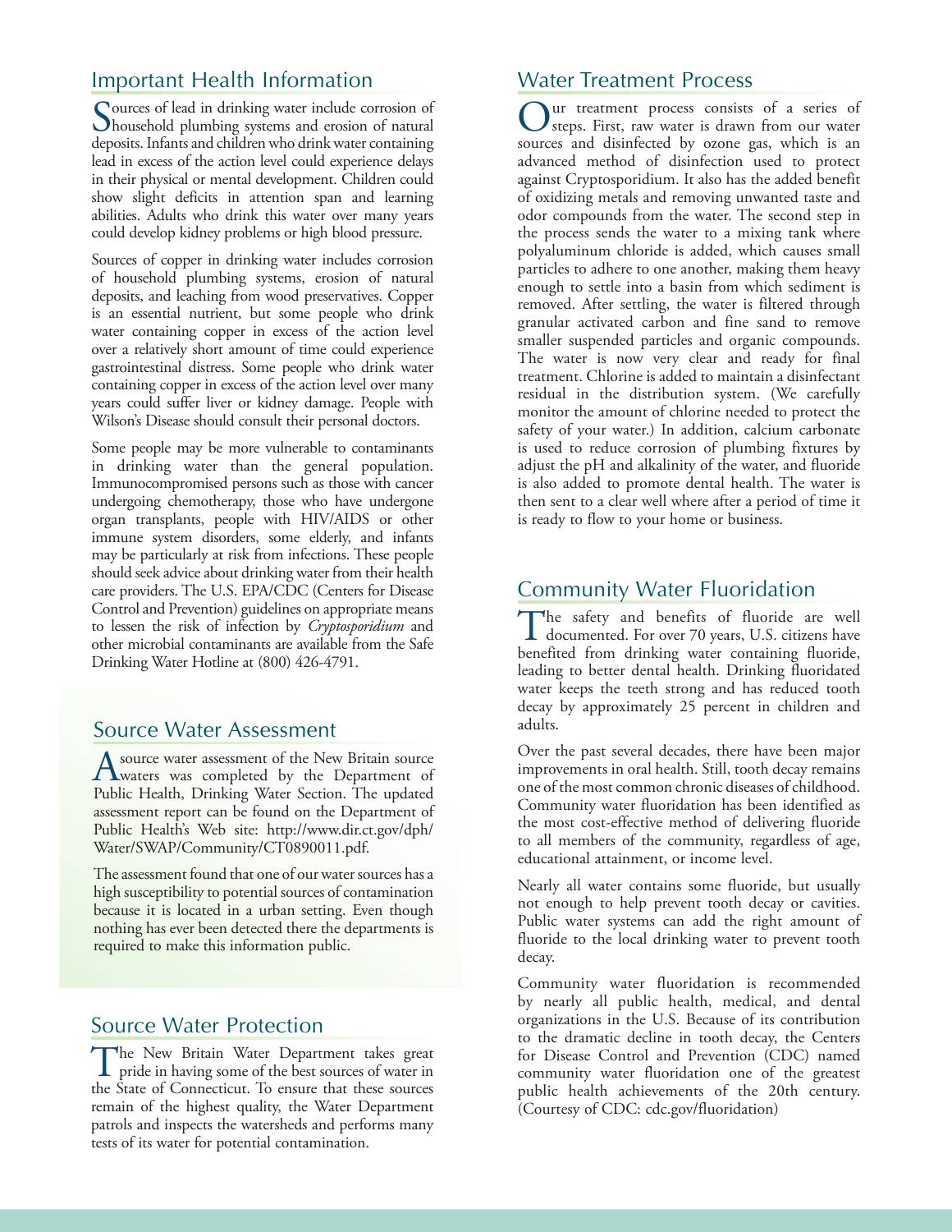## Important Health Information

Sources of lead in drinking water include corrosion of household plumbing systems and erosion of natural deposits. Infants and children who drink water containing lead in excess of the action level could experience delays in their physical or mental development. Children could show slight deficits in attention span and learning abilities. Adults who drink this water over many years could develop kidney problems or high blood pressure.

Sources of copper in drinking water includes corrosion of household plumbing systems, erosion of natural deposits, and leaching from wood preservatives. Copper is an essential nutrient, but some people who drink water containing copper in excess of the action level over a relatively short amount of time could experience gastrointestinal distress. Some people who drink water containing copper in excess of the action level over many years could suffer liver or kidney damage. People with Wilson's Disease should consult their personal doctors.

Some people may be more vulnerable to contaminants in drinking water than the general population. Immunocompromised persons such as those with cancer undergoing chemotherapy, those who have undergone organ transplants, people with HIV/AIDS or other immune system disorders, some elderly, and infants may be particularly at risk from infections. These people should seek advice about drinking water from their health care providers. The U.S. EPA/CDC (Centers for Disease Control and Prevention) guidelines on appropriate means to lessen the risk of infection by *Cryptosporidium* and other microbial contaminants are available from the Safe Drinking Water Hotline at (800) 426-4791.

## Source Water Assessment

A source water assessment of the New Britain source waters was completed by the Department of Public Health, Drinking Water Section. The updated assessment report can be found on the Department of Public Health's Web site: http://www.dir.ct.gov/dph/Water/SWAP/Community/CT0890011.pdf.

The assessment found that one of our water sources has a high susceptibility to potential sources of contamination because it is located in a urban setting. Even though nothing has ever been detected there the departments is required to make this information public.

## Source Water Protection

The New Britain Water Department takes great pride in having some of the best sources of water in the State of Connecticut. To ensure that these sources remain of the highest quality, the Water Department patrols and inspects the watersheds and performs many tests of its water for potential contamination.

## Water Treatment Process

Our treatment process consists of a series of steps. First, raw water is drawn from our water sources and disinfected by ozone gas, which is an advanced method of disinfection used to protect against Cryptosporidium. It also has the added benefit of oxidizing metals and removing unwanted taste and odor compounds from the water. The second step in the process sends the water to a mixing tank where polyaluminum chloride is added, which causes small particles to adhere to one another, making them heavy enough to settle into a basin from which sediment is removed. After settling, the water is filtered through granular activated carbon and fine sand to remove smaller suspended particles and organic compounds. The water is now very clear and ready for final treatment. Chlorine is added to maintain a disinfectant residual in the distribution system. (We carefully monitor the amount of chlorine needed to protect the safety of your water.) In addition, calcium carbonate is used to reduce corrosion of plumbing fixtures by adjust the pH and alkalinity of the water, and fluoride is also added to promote dental health. The water is then sent to a clear well where after a period of time it is ready to flow to your home or business.

## Community Water Fluoridation

The safety and benefits of fluoride are well documented. For over 70 years, U.S. citizens have benefited from drinking water containing fluoride, leading to better dental health. Drinking fluoridated water keeps the teeth strong and has reduced tooth decay by approximately 25 percent in children and adults.

Over the past several decades, there have been major improvements in oral health. Still, tooth decay remains one of the most common chronic diseases of childhood. Community water fluoridation has been identified as the most cost-effective method of delivering fluoride to all members of the community, regardless of age, educational attainment, or income level.

Nearly all water contains some fluoride, but usually not enough to help prevent tooth decay or cavities. Public water systems can add the right amount of fluoride to the local drinking water to prevent tooth decay.

Community water fluoridation is recommended by nearly all public health, medical, and dental organizations in the U.S. Because of its contribution to the dramatic decline in tooth decay, the Centers for Disease Control and Prevention (CDC) named community water fluoridation one of the greatest public health achievements of the 20th century. (Courtesy of CDC: cdc.gov/fluoridation)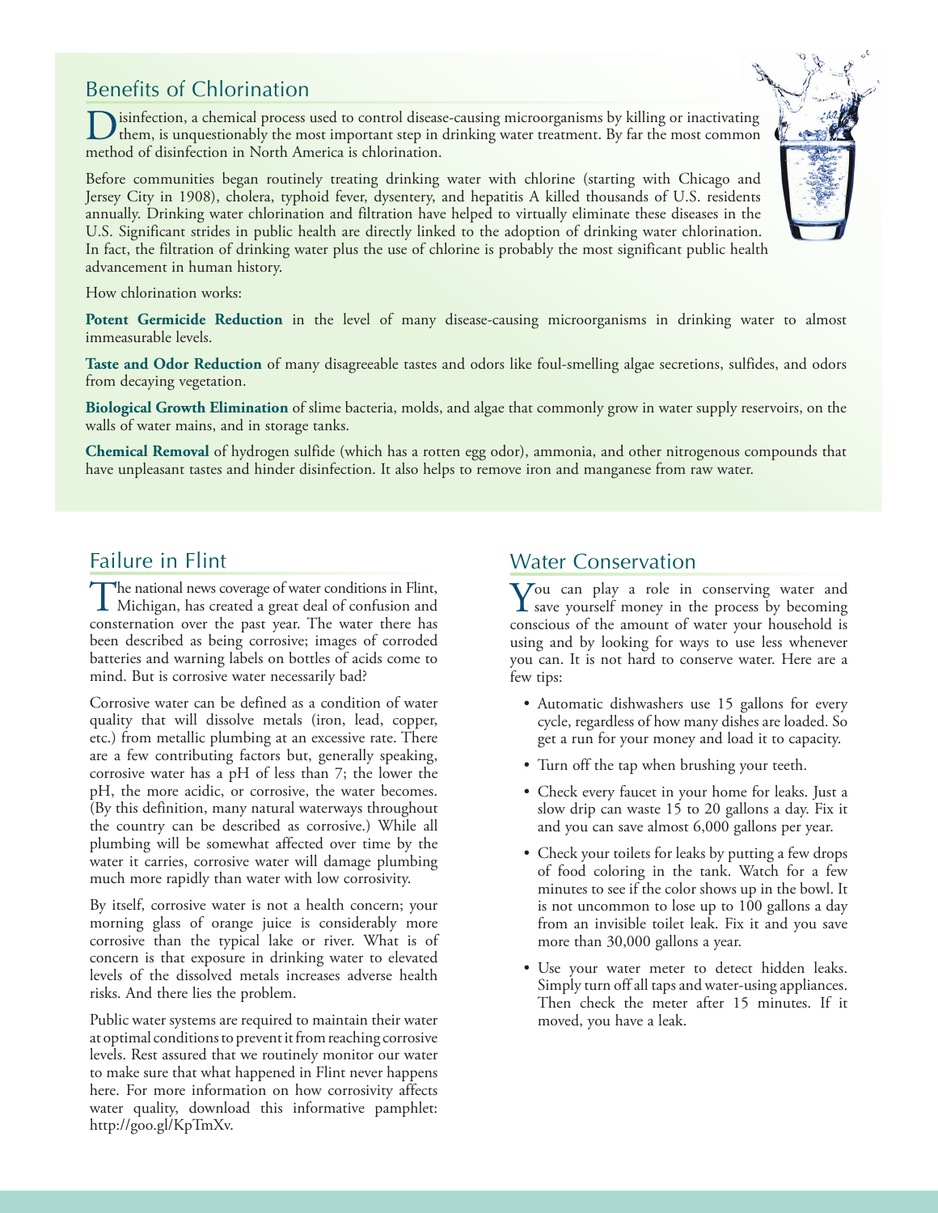## Benefits of Chlorination

Disinfection, a chemical process used to control disease-causing microorganisms by killing or inactivating them, is unquestionably the most important step in drinking water treatment. By far the most common method of disinfection in North America is chlorination.

Before communities began routinely treating drinking water with chlorine (starting with Chicago and Jersey City in 1908), cholera, typhoid fever, dysentery, and hepatitis A killed thousands of U.S. residents annually. Drinking water chlorination and filtration have helped to virtually eliminate these diseases in the U.S. Significant strides in public health are directly linked to the adoption of drinking water chlorination. In fact, the filtration of drinking water plus the use of chlorine is probably the most significant public health advancement in human history.

How chlorination works:

**Potent Germicide Reduction** in the level of many disease-causing microorganisms in drinking water to almost immeasurable levels.

**Taste and Odor Reduction** of many disagreeable tastes and odors like foul-smelling algae secretions, sulfides, and odors from decaying vegetation.

**Biological Growth Elimination** of slime bacteria, molds, and algae that commonly grow in water supply reservoirs, on the walls of water mains, and in storage tanks.

**Chemical Removal** of hydrogen sulfide (which has a rotten egg odor), ammonia, and other nitrogenous compounds that have unpleasant tastes and hinder disinfection. It also helps to remove iron and manganese from raw water.

## Failure in Flint

The national news coverage of water conditions in Flint, Michigan, has created a great deal of confusion and consternation over the past year. The water there has been described as being corrosive; images of corroded batteries and warning labels on bottles of acids come to mind. But is corrosive water necessarily bad?

Corrosive water can be defined as a condition of water quality that will dissolve metals (iron, lead, copper, etc.) from metallic plumbing at an excessive rate. There are a few contributing factors but, generally speaking, corrosive water has a pH of less than 7; the lower the pH, the more acidic, or corrosive, the water becomes. (By this definition, many natural waterways throughout the country can be described as corrosive.) While all plumbing will be somewhat affected over time by the water it carries, corrosive water will damage plumbing much more rapidly than water with low corrosivity.

By itself, corrosive water is not a health concern; your morning glass of orange juice is considerably more corrosive than the typical lake or river. What is of concern is that exposure in drinking water to elevated levels of the dissolved metals increases adverse health risks. And there lies the problem.

Public water systems are required to maintain their water at optimal conditions to prevent it from reaching corrosive levels. Rest assured that we routinely monitor our water to make sure that what happened in Flint never happens here. For more information on how corrosivity affects water quality, download this informative pamphlet: http://goo.gl/KpTmXv.

## Water Conservation

You can play a role in conserving water and save yourself money in the process by becoming conscious of the amount of water your household is using and by looking for ways to use less whenever you can. It is not hard to conserve water. Here are a few tips:

- Automatic dishwashers use 15 gallons for every cycle, regardless of how many dishes are loaded. So get a run for your money and load it to capacity.
- Turn off the tap when brushing your teeth.
- Check every faucet in your home for leaks. Just a slow drip can waste 15 to 20 gallons a day. Fix it and you can save almost 6,000 gallons per year.
- Check your toilets for leaks by putting a few drops of food coloring in the tank. Watch for a few minutes to see if the color shows up in the bowl. It is not uncommon to lose up to 100 gallons a day from an invisible toilet leak. Fix it and you save more than 30,000 gallons a year.
- Use your water meter to detect hidden leaks. Simply turn off all taps and water-using appliances. Then check the meter after 15 minutes. If it moved, you have a leak.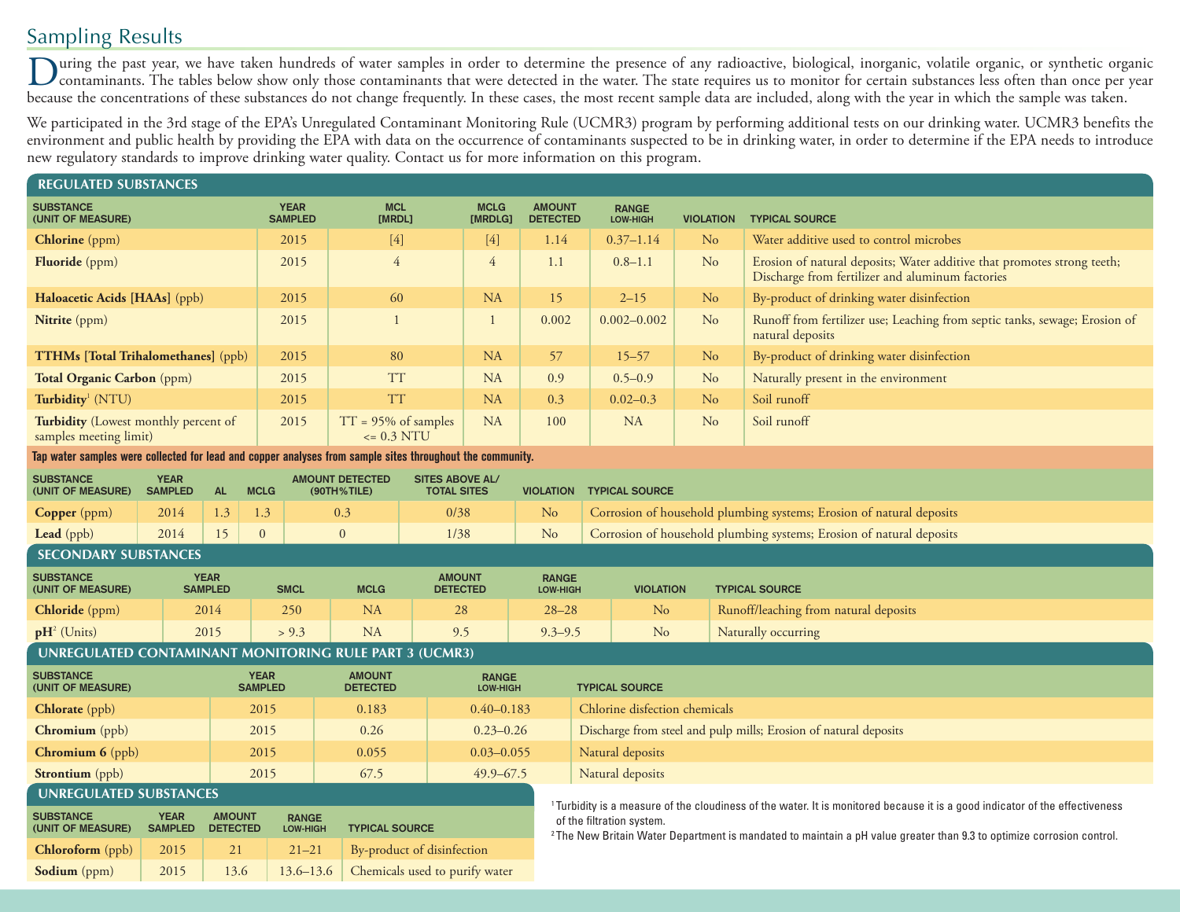## Sampling Results

During the past year, we have taken hundreds of water samples in order to determine the presence of any radioactive, biological, inorganic, volatile organic, or synthetic organic contaminants. The tables below show only those contaminants that were detected in the water. The state requires us to monitor for certain substances less often than once per year because the concentrations of these substances do not change frequently. In these cases, the most recent sample data are included, along with the year in which the sample was taken.

We participated in the 3rd stage of the EPA's Unregulated Contaminant Monitoring Rule (UCMR3) program by performing additional tests on our drinking water. UCMR3 benefits the environment and public health by providing the EPA with data on the occurrence of contaminants suspected to be in drinking water, in order to determine if the EPA needs to introduce new regulatory standards to improve drinking water quality. Contact us for more information on this program.

### REGULATED SUBSTANCES

| SUBSTANCE (UNIT OF MEASURE) | YEAR SAMPLED | MCL [MRDL] | MCLG [MRDLG] | AMOUNT DETECTED | RANGE LOW-HIGH | VIOLATION | TYPICAL SOURCE |
|---|---|---|---|---|---|---|---|
| **Chlorine** (ppm) | 2015 | [4] | [4] | 1.14 | 0.37–1.14 | No | Water additive used to control microbes |
| **Fluoride** (ppm) | 2015 | 4 | 4 | 1.1 | 0.8–1.1 | No | Erosion of natural deposits; Water additive that promotes strong teeth; Discharge from fertilizer and aluminum factories |
| **Haloacetic Acids [HAAs]** (ppb) | 2015 | 60 | NA | 15 | 2–15 | No | By-product of drinking water disinfection |
| **Nitrite** (ppm) | 2015 | 1 | 1 | 0.002 | 0.002–0.002 | No | Runoff from fertilizer use; Leaching from septic tanks, sewage; Erosion of natural deposits |
| **TTHMs [Total Trihalomethanes]** (ppb) | 2015 | 80 | NA | 57 | 15–57 | No | By-product of drinking water disinfection |
| **Total Organic Carbon** (ppm) | 2015 | TT | NA | 0.9 | 0.5–0.9 | No | Naturally present in the environment |
| **Turbidity**[1] (NTU) | 2015 | TT | NA | 0.3 | 0.02–0.3 | No | Soil runoff |
| **Turbidity** (Lowest monthly percent of samples meeting limit) | 2015 | TT = 95% of samples <= 0.3 NTU | NA | 100 | NA | No | Soil runoff |

**Tap water samples were collected for lead and copper analyses from sample sites throughout the community.**

| SUBSTANCE (UNIT OF MEASURE) | YEAR SAMPLED | AL | MCLG | AMOUNT DETECTED (90TH%TILE) | SITES ABOVE AL/ TOTAL SITES | VIOLATION | TYPICAL SOURCE |
|---|---|---|---|---|---|---|---|
| **Copper** (ppm) | 2014 | 1.3 | 1.3 | 0.3 | 0/38 | No | Corrosion of household plumbing systems; Erosion of natural deposits |
| **Lead** (ppb) | 2014 | 15 | 0 | 0 | 1/38 | No | Corrosion of household plumbing systems; Erosion of natural deposits |

### SECONDARY SUBSTANCES

| SUBSTANCE (UNIT OF MEASURE) | YEAR SAMPLED | SMCL | MCLG | AMOUNT DETECTED | RANGE LOW-HIGH | VIOLATION | TYPICAL SOURCE |
|---|---|---|---|---|---|---|---|
| **Chloride** (ppm) | 2014 | 250 | NA | 28 | 28–28 | No | Runoff/leaching from natural deposits |
| **pH**[2] (Units) | 2015 | > 9.3 | NA | 9.5 | 9.3–9.5 | No | Naturally occurring |

### UNREGULATED CONTAMINANT MONITORING RULE PART 3 (UCMR3)

| SUBSTANCE (UNIT OF MEASURE) | YEAR SAMPLED | AMOUNT DETECTED | RANGE LOW-HIGH | TYPICAL SOURCE |
|---|---|---|---|---|
| **Chlorate** (ppb) | 2015 | 0.183 | 0.40–0.183 | Chlorine disfection chemicals |
| **Chromium** (ppb) | 2015 | 0.26 | 0.23–0.26 | Discharge from steel and pulp mills; Erosion of natural deposits |
| **Chromium 6** (ppb) | 2015 | 0.055 | 0.03–0.055 | Natural deposits |
| **Strontium** (ppb) | 2015 | 67.5 | 49.9–67.5 | Natural deposits |

### UNREGULATED SUBSTANCES

| SUBSTANCE (UNIT OF MEASURE) | YEAR SAMPLED | AMOUNT DETECTED | RANGE LOW-HIGH | TYPICAL SOURCE |
|---|---|---|---|---|
| **Chloroform** (ppb) | 2015 | 21 | 21–21 | By-product of disinfection |
| **Sodium** (ppm) | 2015 | 13.6 | 13.6–13.6 | Chemicals used to purify water |

[1] Turbidity is a measure of the cloudiness of the water. It is monitored because it is a good indicator of the effectiveness of the filtration system.

[2] The New Britain Water Department is mandated to maintain a pH value greater than 9.3 to optimize corrosion control.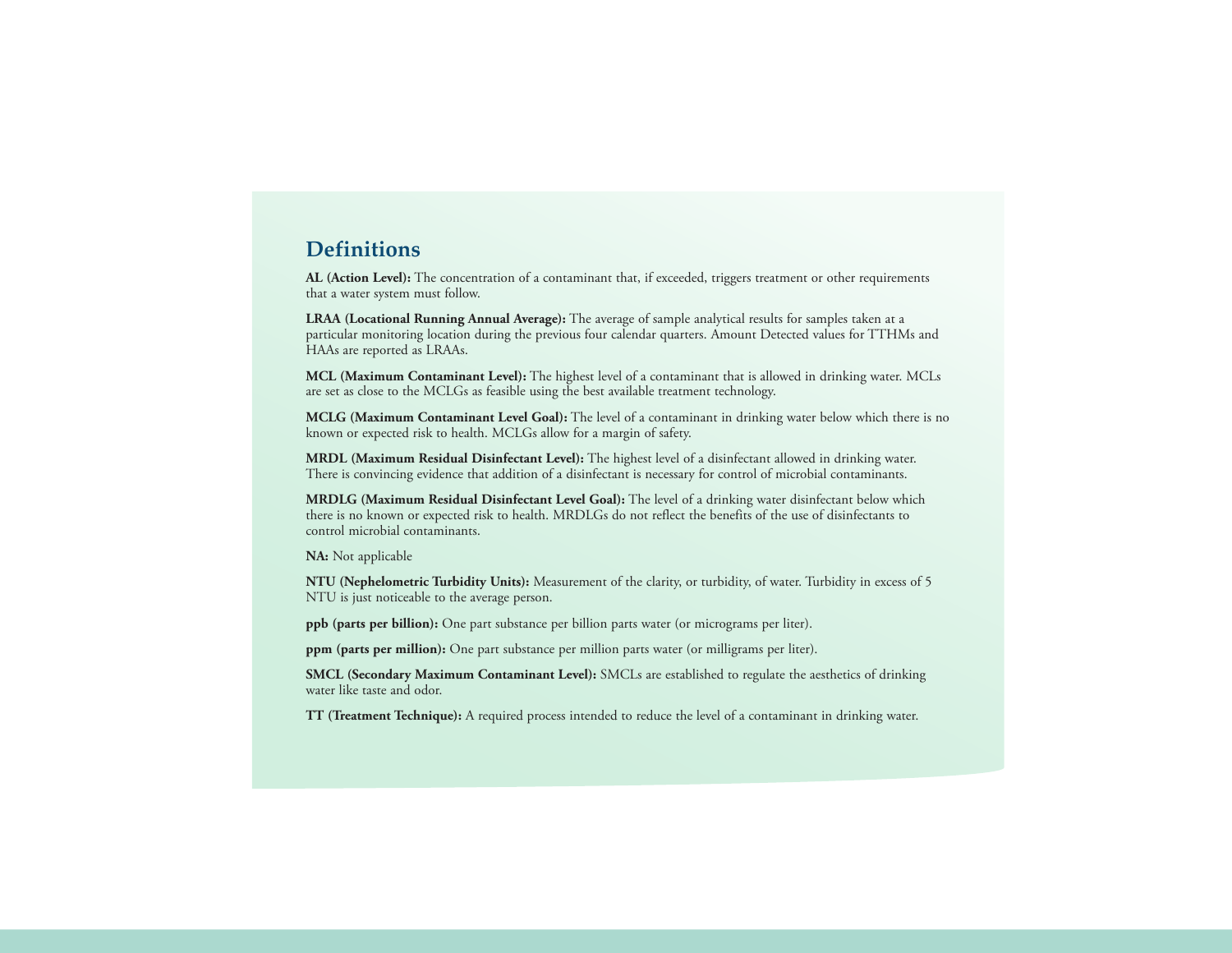## Definitions

**AL (Action Level):** The concentration of a contaminant that, if exceeded, triggers treatment or other requirements that a water system must follow.

**LRAA (Locational Running Annual Average):** The average of sample analytical results for samples taken at a particular monitoring location during the previous four calendar quarters. Amount Detected values for TTHMs and HAAs are reported as LRAAs.

**MCL (Maximum Contaminant Level):** The highest level of a contaminant that is allowed in drinking water. MCLs are set as close to the MCLGs as feasible using the best available treatment technology.

**MCLG (Maximum Contaminant Level Goal):** The level of a contaminant in drinking water below which there is no known or expected risk to health. MCLGs allow for a margin of safety.

**MRDL (Maximum Residual Disinfectant Level):** The highest level of a disinfectant allowed in drinking water. There is convincing evidence that addition of a disinfectant is necessary for control of microbial contaminants.

**MRDLG (Maximum Residual Disinfectant Level Goal):** The level of a drinking water disinfectant below which there is no known or expected risk to health. MRDLGs do not reflect the benefits of the use of disinfectants to control microbial contaminants.

**NA:** Not applicable

**NTU (Nephelometric Turbidity Units):** Measurement of the clarity, or turbidity, of water. Turbidity in excess of 5 NTU is just noticeable to the average person.

**ppb (parts per billion):** One part substance per billion parts water (or micrograms per liter).

**ppm (parts per million):** One part substance per million parts water (or milligrams per liter).

**SMCL (Secondary Maximum Contaminant Level):** SMCLs are established to regulate the aesthetics of drinking water like taste and odor.

**TT (Treatment Technique):** A required process intended to reduce the level of a contaminant in drinking water.